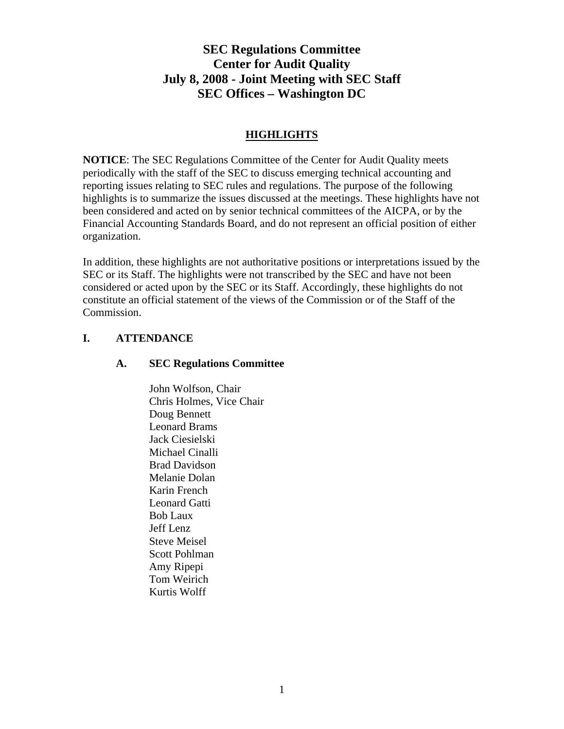# SEC Regulations Committee
# Center for Audit Quality
# July 8, 2008 - Joint Meeting with SEC Staff
# SEC Offices – Washington DC

## HIGHLIGHTS

**NOTICE**: The SEC Regulations Committee of the Center for Audit Quality meets periodically with the staff of the SEC to discuss emerging technical accounting and reporting issues relating to SEC rules and regulations. The purpose of the following highlights is to summarize the issues discussed at the meetings. These highlights have not been considered and acted on by senior technical committees of the AICPA, or by the Financial Accounting Standards Board, and do not represent an official position of either organization.

In addition, these highlights are not authoritative positions or interpretations issued by the SEC or its Staff. The highlights were not transcribed by the SEC and have not been considered or acted upon by the SEC or its Staff. Accordingly, these highlights do not constitute an official statement of the views of the Commission or of the Staff of the Commission.

## I. ATTENDANCE

### A. SEC Regulations Committee

John Wolfson, Chair
Chris Holmes, Vice Chair
Doug Bennett
Leonard Brams
Jack Ciesielski
Michael Cinalli
Brad Davidson
Melanie Dolan
Karin French
Leonard Gatti
Bob Laux
Jeff Lenz
Steve Meisel
Scott Pohlman
Amy Ripepi
Tom Weirich
Kurtis Wolff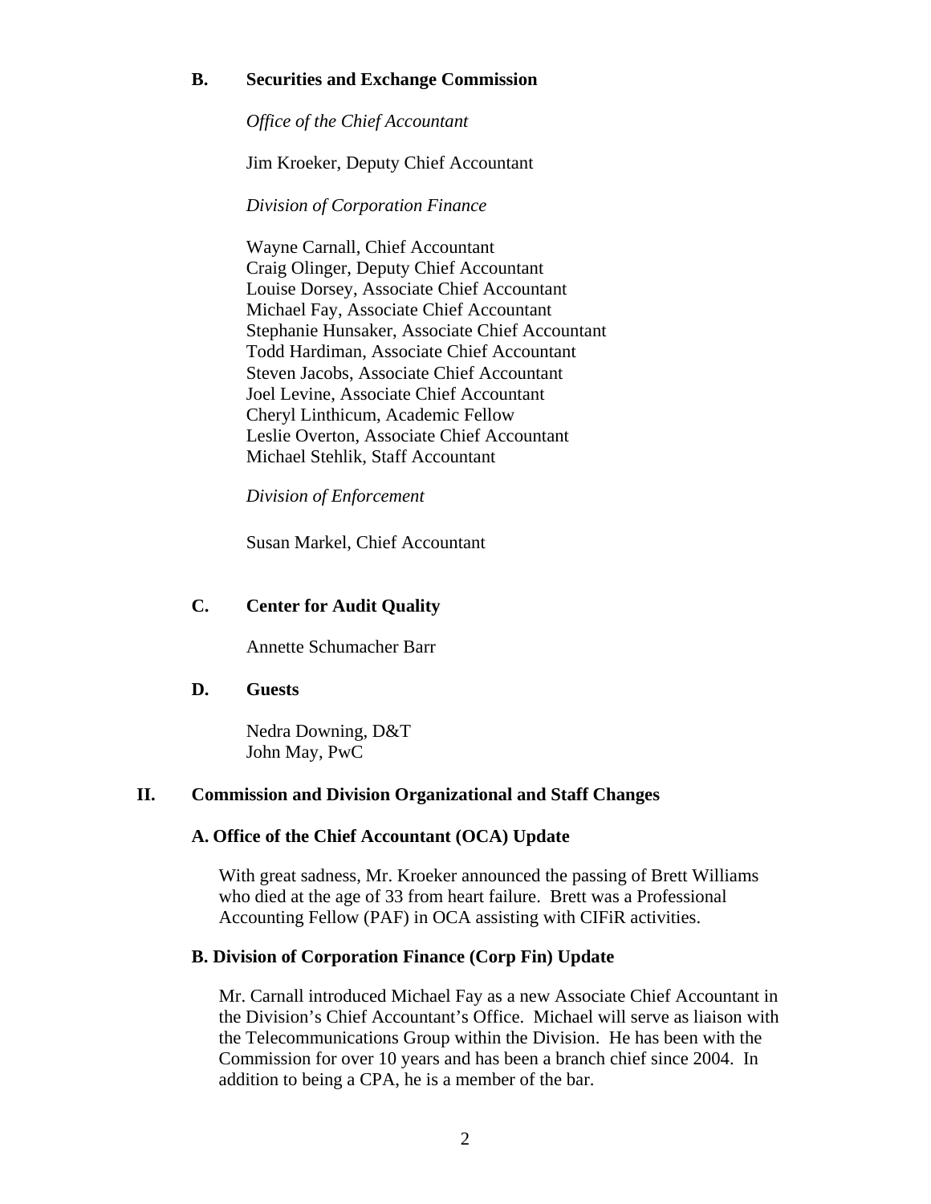### B. Securities and Exchange Commission

*Office of the Chief Accountant*

Jim Kroeker, Deputy Chief Accountant

*Division of Corporation Finance*

Wayne Carnall, Chief Accountant
Craig Olinger, Deputy Chief Accountant
Louise Dorsey, Associate Chief Accountant
Michael Fay, Associate Chief Accountant
Stephanie Hunsaker, Associate Chief Accountant
Todd Hardiman, Associate Chief Accountant
Steven Jacobs, Associate Chief Accountant
Joel Levine, Associate Chief Accountant
Cheryl Linthicum, Academic Fellow
Leslie Overton, Associate Chief Accountant
Michael Stehlik, Staff Accountant

*Division of Enforcement*

Susan Markel, Chief Accountant

### C. Center for Audit Quality

Annette Schumacher Barr

### D. Guests

Nedra Downing, D&T
John May, PwC

## II. Commission and Division Organizational and Staff Changes

### A. Office of the Chief Accountant (OCA) Update

With great sadness, Mr. Kroeker announced the passing of Brett Williams who died at the age of 33 from heart failure. Brett was a Professional Accounting Fellow (PAF) in OCA assisting with CIFiR activities.

### B. Division of Corporation Finance (Corp Fin) Update

Mr. Carnall introduced Michael Fay as a new Associate Chief Accountant in the Division's Chief Accountant's Office. Michael will serve as liaison with the Telecommunications Group within the Division. He has been with the Commission for over 10 years and has been a branch chief since 2004. In addition to being a CPA, he is a member of the bar.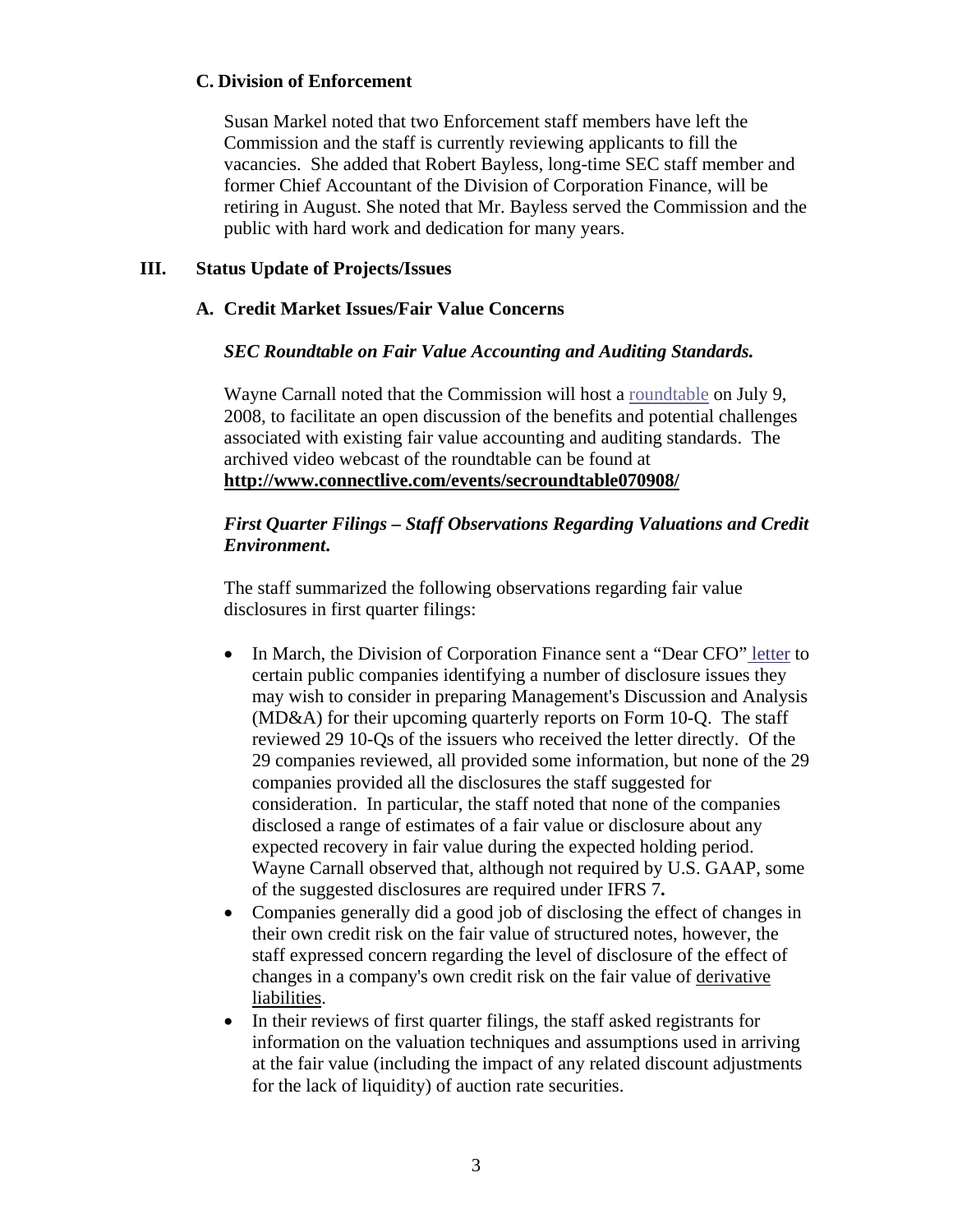### C. Division of Enforcement

Susan Markel noted that two Enforcement staff members have left the Commission and the staff is currently reviewing applicants to fill the vacancies. She added that Robert Bayless, long-time SEC staff member and former Chief Accountant of the Division of Corporation Finance, will be retiring in August. She noted that Mr. Bayless served the Commission and the public with hard work and dedication for many years.

## III. Status Update of Projects/Issues

### A. Credit Market Issues/Fair Value Concerns

***SEC Roundtable on Fair Value Accounting and Auditing Standards.***

Wayne Carnall noted that the Commission will host a roundtable on July 9, 2008, to facilitate an open discussion of the benefits and potential challenges associated with existing fair value accounting and auditing standards. The archived video webcast of the roundtable can be found at **http://www.connectlive.com/events/secroundtable070908/**

***First Quarter Filings – Staff Observations Regarding Valuations and Credit Environment.***

The staff summarized the following observations regarding fair value disclosures in first quarter filings:

- In March, the Division of Corporation Finance sent a "Dear CFO" letter to certain public companies identifying a number of disclosure issues they may wish to consider in preparing Management's Discussion and Analysis (MD&A) for their upcoming quarterly reports on Form 10-Q. The staff reviewed 29 10-Qs of the issuers who received the letter directly. Of the 29 companies reviewed, all provided some information, but none of the 29 companies provided all the disclosures the staff suggested for consideration. In particular, the staff noted that none of the companies disclosed a range of estimates of a fair value or disclosure about any expected recovery in fair value during the expected holding period. Wayne Carnall observed that, although not required by U.S. GAAP, some of the suggested disclosures are required under IFRS 7**.**
- Companies generally did a good job of disclosing the effect of changes in their own credit risk on the fair value of structured notes, however, the staff expressed concern regarding the level of disclosure of the effect of changes in a company's own credit risk on the fair value of derivative liabilities.
- In their reviews of first quarter filings, the staff asked registrants for information on the valuation techniques and assumptions used in arriving at the fair value (including the impact of any related discount adjustments for the lack of liquidity) of auction rate securities.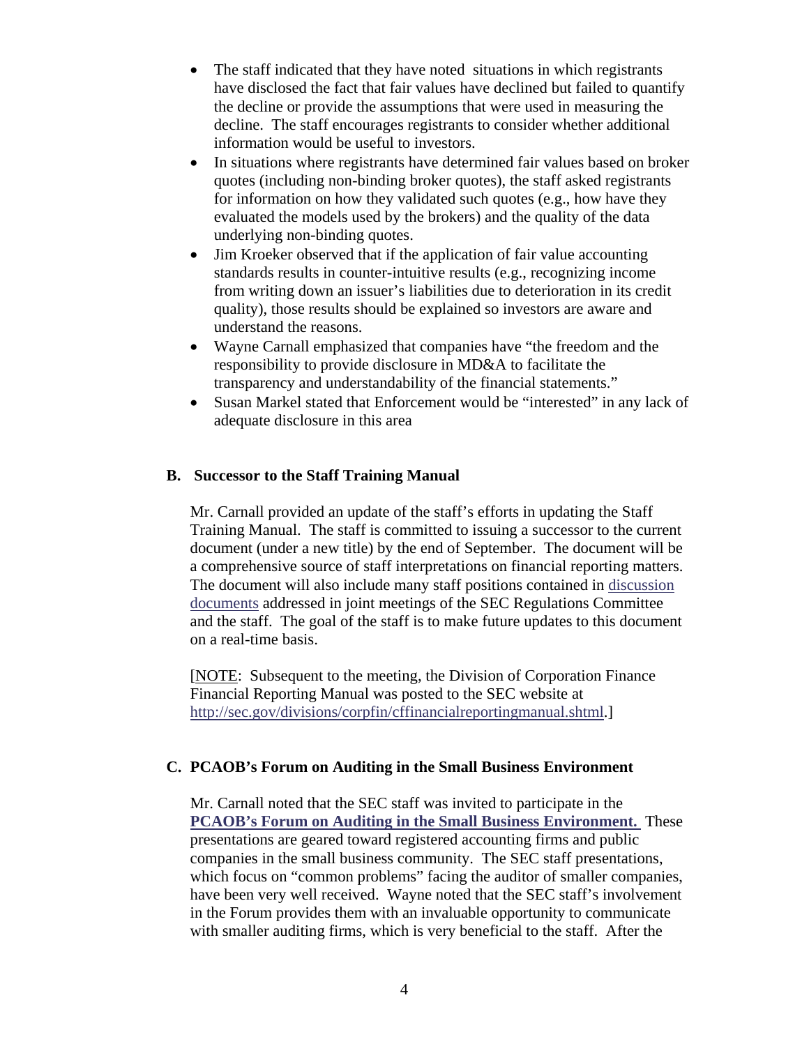- The staff indicated that they have noted situations in which registrants have disclosed the fact that fair values have declined but failed to quantify the decline or provide the assumptions that were used in measuring the decline. The staff encourages registrants to consider whether additional information would be useful to investors.
- In situations where registrants have determined fair values based on broker quotes (including non-binding broker quotes), the staff asked registrants for information on how they validated such quotes (e.g., how have they evaluated the models used by the brokers) and the quality of the data underlying non-binding quotes.
- Jim Kroeker observed that if the application of fair value accounting standards results in counter-intuitive results (e.g., recognizing income from writing down an issuer's liabilities due to deterioration in its credit quality), those results should be explained so investors are aware and understand the reasons.
- Wayne Carnall emphasized that companies have "the freedom and the responsibility to provide disclosure in MD&A to facilitate the transparency and understandability of the financial statements."
- Susan Markel stated that Enforcement would be "interested" in any lack of adequate disclosure in this area

### B. Successor to the Staff Training Manual

Mr. Carnall provided an update of the staff's efforts in updating the Staff Training Manual. The staff is committed to issuing a successor to the current document (under a new title) by the end of September. The document will be a comprehensive source of staff interpretations on financial reporting matters. The document will also include many staff positions contained in discussion documents addressed in joint meetings of the SEC Regulations Committee and the staff. The goal of the staff is to make future updates to this document on a real-time basis.

[NOTE: Subsequent to the meeting, the Division of Corporation Finance Financial Reporting Manual was posted to the SEC website at http://sec.gov/divisions/corpfin/cffinancialreportingmanual.shtml.]

### C. PCAOB's Forum on Auditing in the Small Business Environment

Mr. Carnall noted that the SEC staff was invited to participate in the **PCAOB's Forum on Auditing in the Small Business Environment.** These presentations are geared toward registered accounting firms and public companies in the small business community. The SEC staff presentations, which focus on "common problems" facing the auditor of smaller companies, have been very well received. Wayne noted that the SEC staff's involvement in the Forum provides them with an invaluable opportunity to communicate with smaller auditing firms, which is very beneficial to the staff. After the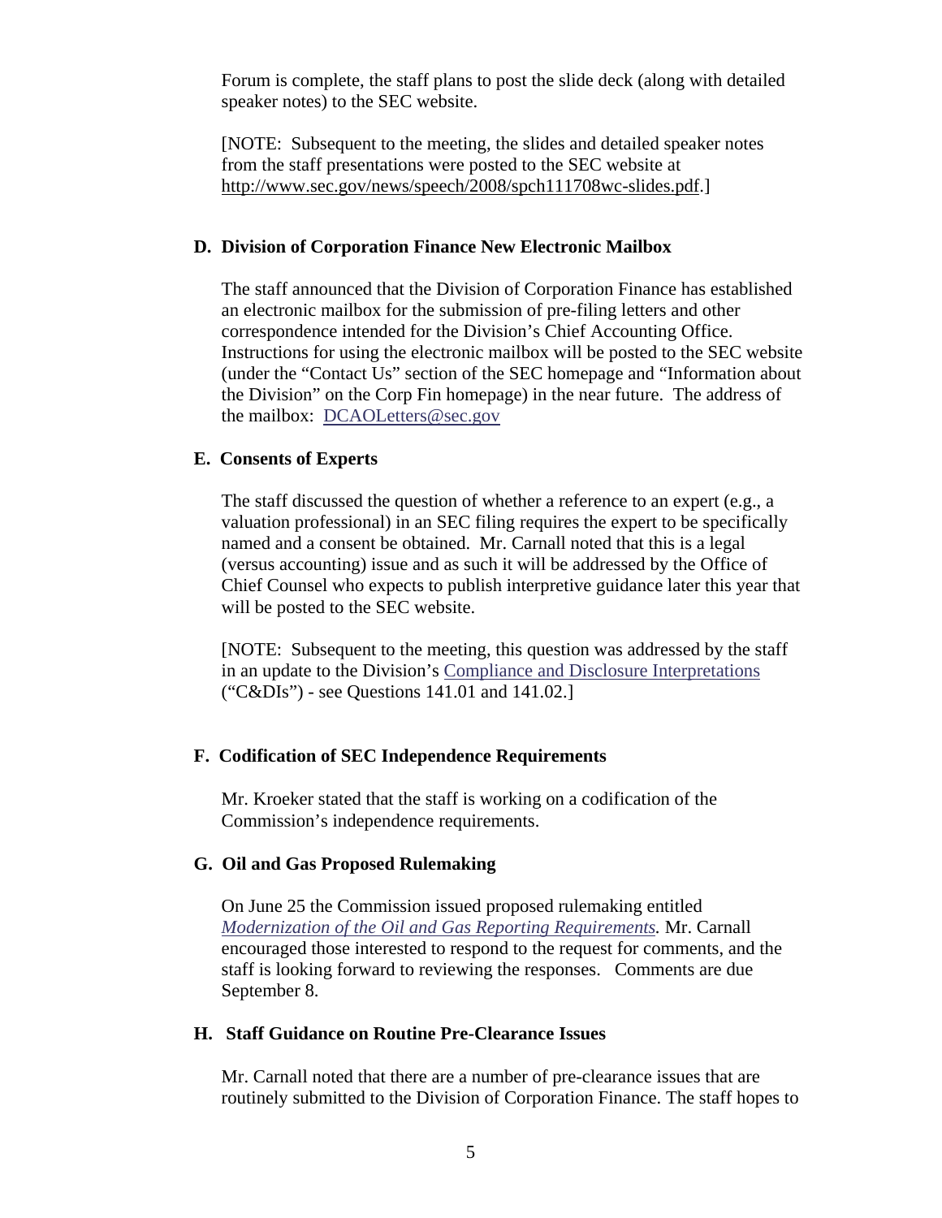Forum is complete, the staff plans to post the slide deck (along with detailed speaker notes) to the SEC website.

[NOTE: Subsequent to the meeting, the slides and detailed speaker notes from the staff presentations were posted to the SEC website at http://www.sec.gov/news/speech/2008/spch111708wc-slides.pdf.]

### D. Division of Corporation Finance New Electronic Mailbox

The staff announced that the Division of Corporation Finance has established an electronic mailbox for the submission of pre-filing letters and other correspondence intended for the Division's Chief Accounting Office. Instructions for using the electronic mailbox will be posted to the SEC website (under the "Contact Us" section of the SEC homepage and "Information about the Division" on the Corp Fin homepage) in the near future. The address of the mailbox: DCAOLetters@sec.gov

### E. Consents of Experts

The staff discussed the question of whether a reference to an expert (e.g., a valuation professional) in an SEC filing requires the expert to be specifically named and a consent be obtained. Mr. Carnall noted that this is a legal (versus accounting) issue and as such it will be addressed by the Office of Chief Counsel who expects to publish interpretive guidance later this year that will be posted to the SEC website.

[NOTE: Subsequent to the meeting, this question was addressed by the staff in an update to the Division's Compliance and Disclosure Interpretations ("C&DIs") - see Questions 141.01 and 141.02.]

### F. Codification of SEC Independence Requirements

Mr. Kroeker stated that the staff is working on a codification of the Commission's independence requirements.

### G. Oil and Gas Proposed Rulemaking

On June 25 the Commission issued proposed rulemaking entitled *Modernization of the Oil and Gas Reporting Requirements.* Mr. Carnall encouraged those interested to respond to the request for comments, and the staff is looking forward to reviewing the responses. Comments are due September 8.

### H. Staff Guidance on Routine Pre-Clearance Issues

Mr. Carnall noted that there are a number of pre-clearance issues that are routinely submitted to the Division of Corporation Finance. The staff hopes to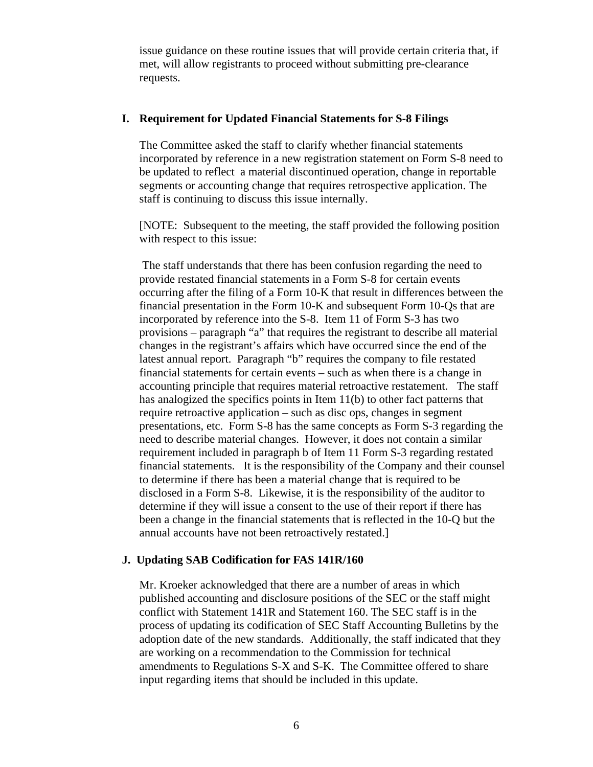issue guidance on these routine issues that will provide certain criteria that, if met, will allow registrants to proceed without submitting pre-clearance requests.

### I. Requirement for Updated Financial Statements for S-8 Filings

The Committee asked the staff to clarify whether financial statements incorporated by reference in a new registration statement on Form S-8 need to be updated to reflect a material discontinued operation, change in reportable segments or accounting change that requires retrospective application. The staff is continuing to discuss this issue internally.

[NOTE: Subsequent to the meeting, the staff provided the following position with respect to this issue:

The staff understands that there has been confusion regarding the need to provide restated financial statements in a Form S-8 for certain events occurring after the filing of a Form 10-K that result in differences between the financial presentation in the Form 10-K and subsequent Form 10-Qs that are incorporated by reference into the S-8. Item 11 of Form S-3 has two provisions – paragraph "a" that requires the registrant to describe all material changes in the registrant's affairs which have occurred since the end of the latest annual report. Paragraph "b" requires the company to file restated financial statements for certain events – such as when there is a change in accounting principle that requires material retroactive restatement. The staff has analogized the specifics points in Item 11(b) to other fact patterns that require retroactive application – such as disc ops, changes in segment presentations, etc. Form S-8 has the same concepts as Form S-3 regarding the need to describe material changes. However, it does not contain a similar requirement included in paragraph b of Item 11 Form S-3 regarding restated financial statements. It is the responsibility of the Company and their counsel to determine if there has been a material change that is required to be disclosed in a Form S-8. Likewise, it is the responsibility of the auditor to determine if they will issue a consent to the use of their report if there has been a change in the financial statements that is reflected in the 10-Q but the annual accounts have not been retroactively restated.]

### J. Updating SAB Codification for FAS 141R/160

Mr. Kroeker acknowledged that there are a number of areas in which published accounting and disclosure positions of the SEC or the staff might conflict with Statement 141R and Statement 160. The SEC staff is in the process of updating its codification of SEC Staff Accounting Bulletins by the adoption date of the new standards. Additionally, the staff indicated that they are working on a recommendation to the Commission for technical amendments to Regulations S-X and S-K. The Committee offered to share input regarding items that should be included in this update.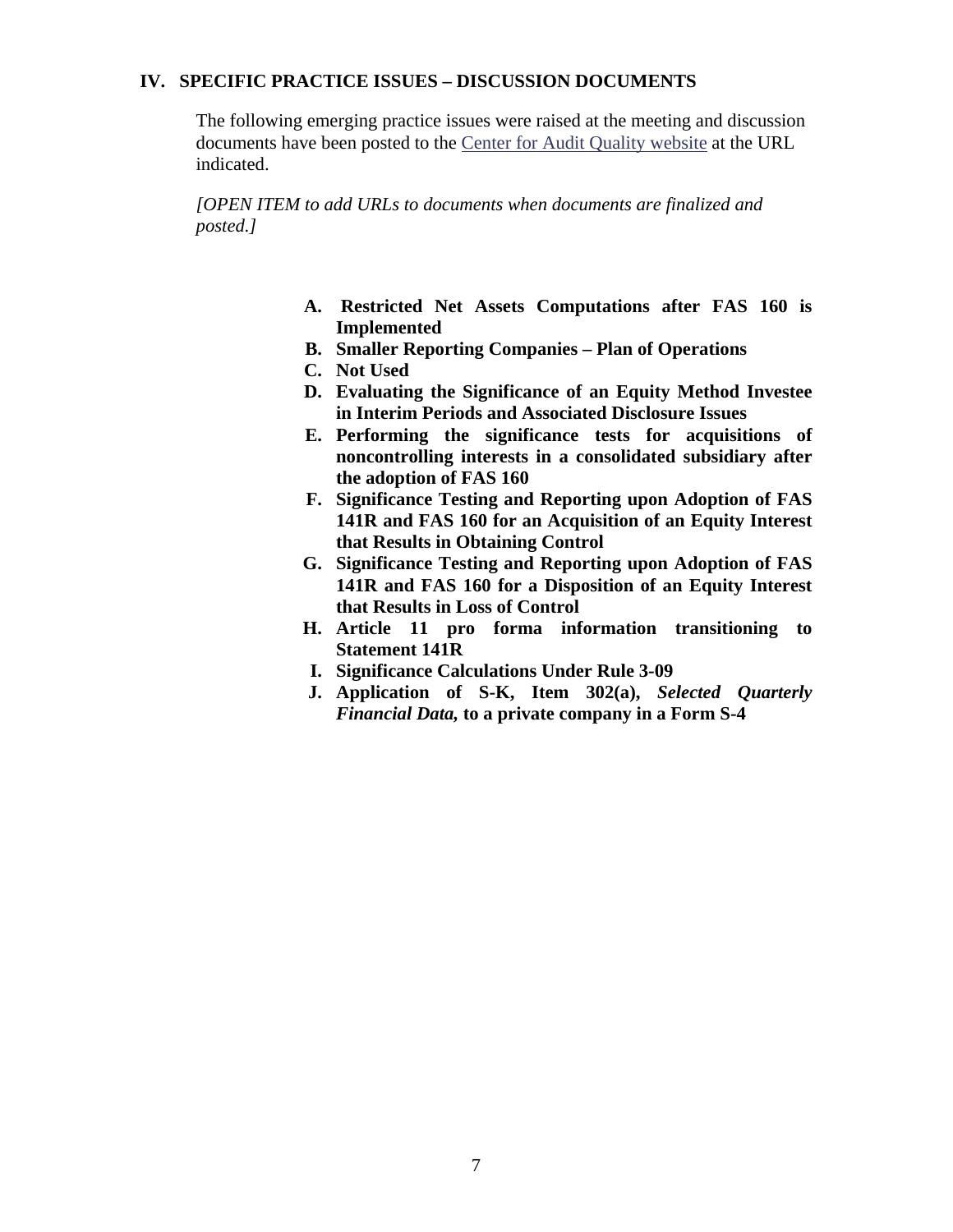## IV. SPECIFIC PRACTICE ISSUES – DISCUSSION DOCUMENTS

The following emerging practice issues were raised at the meeting and discussion documents have been posted to the Center for Audit Quality website at the URL indicated.

*[OPEN ITEM to add URLs to documents when documents are finalized and posted.]*

- **A. Restricted Net Assets Computations after FAS 160 is Implemented**
- **B. Smaller Reporting Companies – Plan of Operations**
- **C. Not Used**
- **D. Evaluating the Significance of an Equity Method Investee in Interim Periods and Associated Disclosure Issues**
- **E. Performing the significance tests for acquisitions of noncontrolling interests in a consolidated subsidiary after the adoption of FAS 160**
- **F. Significance Testing and Reporting upon Adoption of FAS 141R and FAS 160 for an Acquisition of an Equity Interest that Results in Obtaining Control**
- **G. Significance Testing and Reporting upon Adoption of FAS 141R and FAS 160 for a Disposition of an Equity Interest that Results in Loss of Control**
- **H. Article 11 pro forma information transitioning to Statement 141R**
- **I. Significance Calculations Under Rule 3-09**
- **J. Application of S-K, Item 302(a), *Selected Quarterly Financial Data,* to a private company in a Form S-4**